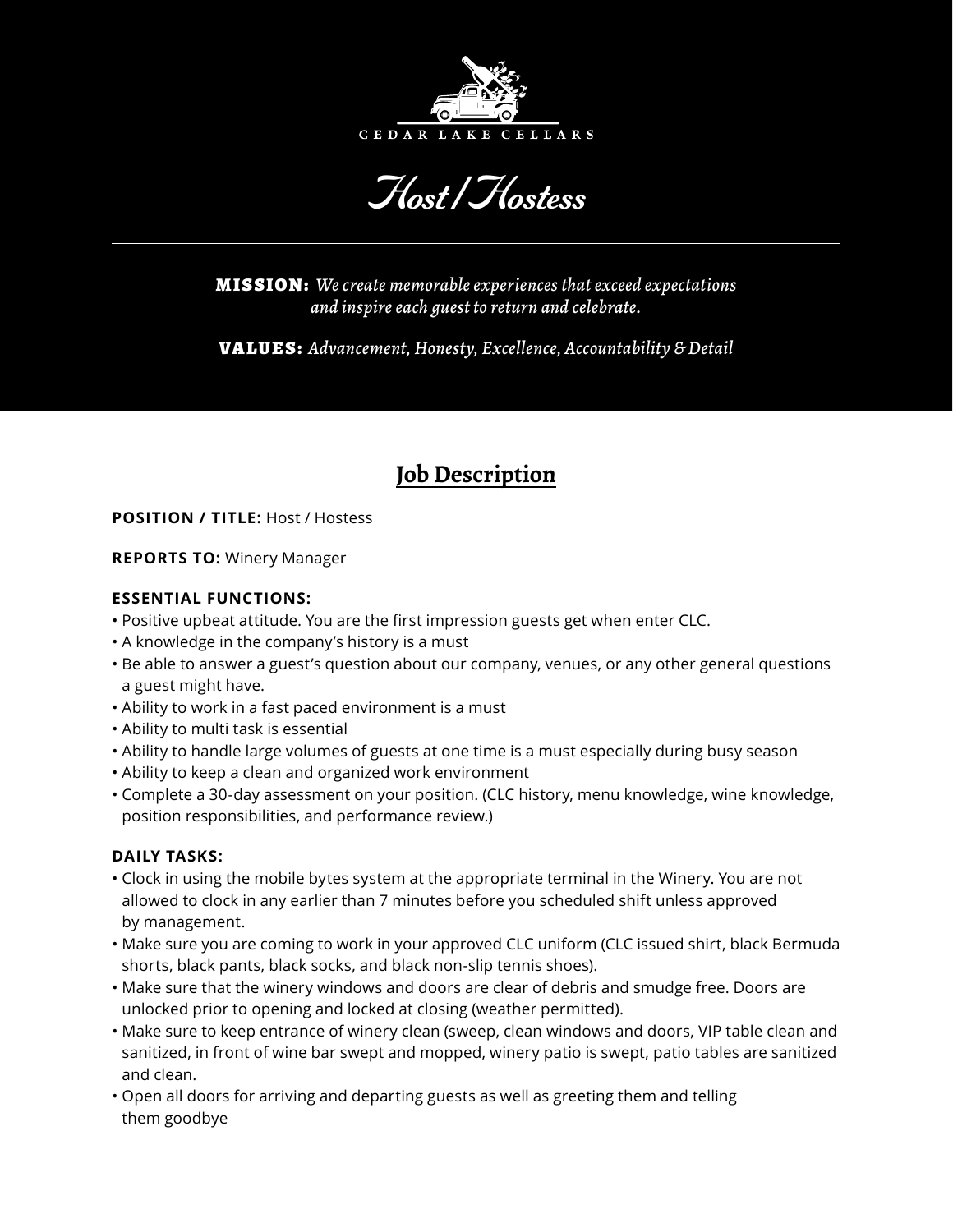CEDAR LAKE CELLARS

# Host / Hostess

**MISSION:** *We create memorable experiences that exceed expectations and inspire each guest to return and celebrate.*

**VALUES:** *Advancement, Honesty, Excellence, Accountability & Detail*

## Job Description

**POSITION / TITLE:** Host / Hostess

**REPORTS TO:** Winery Manager

**ESSENTIAL FUNCTIONS:**

- Positive upbeat attitude. You are the first impression guests get when enter CLC.
- A knowledge in the company's history is a must
- Be able to answer a guest's question about our company, venues, or any other general questions a guest might have.
- Ability to work in a fast paced environment is a must
- Ability to multi task is essential
- Ability to handle large volumes of guests at one time is a must especially during busy season
- Ability to keep a clean and organized work environment
- Complete a 30-day assessment on your position. (CLC history, menu knowledge, wine knowledge, position responsibilities, and performance review.)

**DAILY TASKS:**

- Clock in using the mobile bytes system at the appropriate terminal in the Winery. You are not allowed to clock in any earlier than 7 minutes before you scheduled shift unless approved by management.
- Make sure you are coming to work in your approved CLC uniform (CLC issued shirt, black Bermuda shorts, black pants, black socks, and black non-slip tennis shoes).
- Make sure that the winery windows and doors are clear of debris and smudge free. Doors are unlocked prior to opening and locked at closing (weather permitted).
- Make sure to keep entrance of winery clean (sweep, clean windows and doors, VIP table clean and sanitized, in front of wine bar swept and mopped, winery patio is swept, patio tables are sanitized and clean.
- Open all doors for arriving and departing guests as well as greeting them and telling them goodbye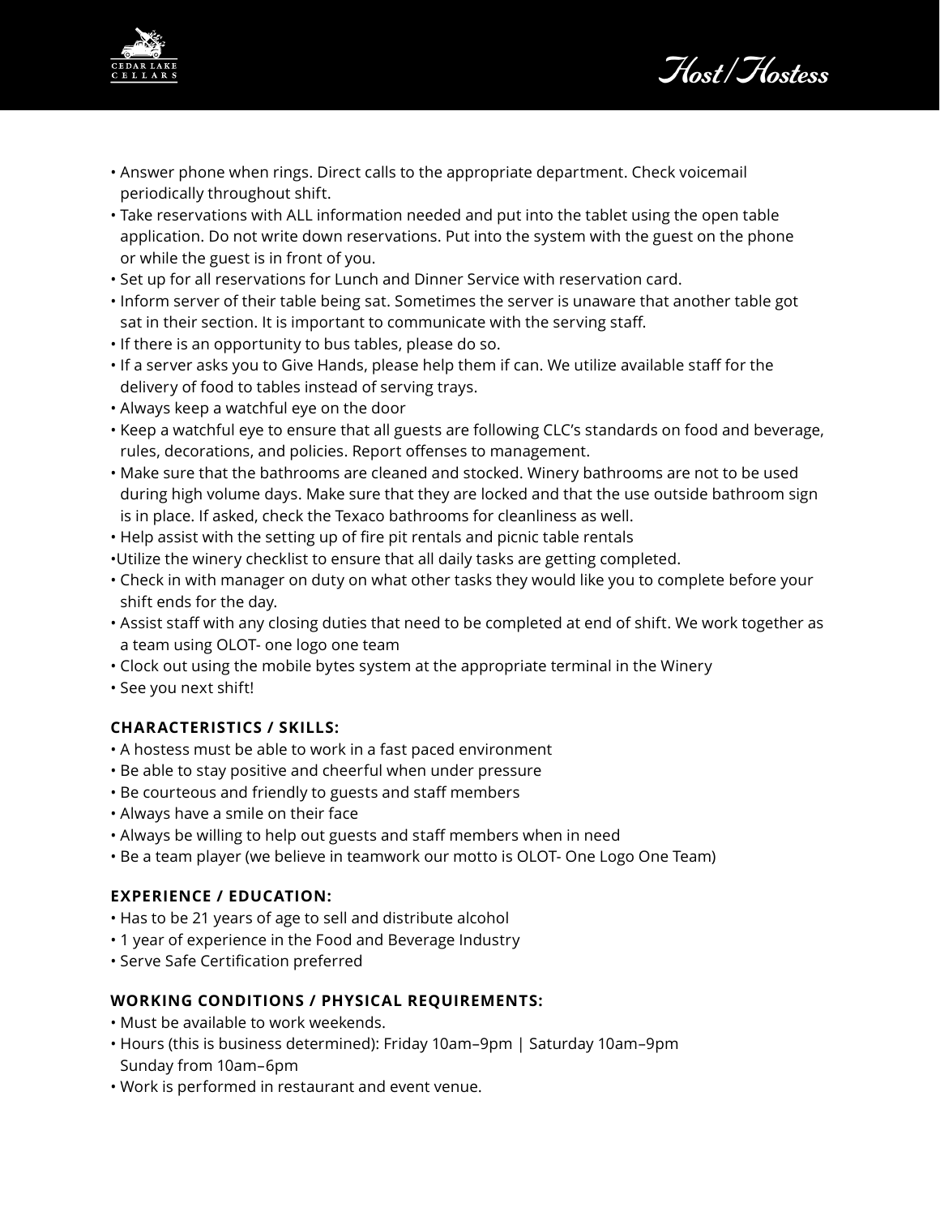- Answer phone when rings. Direct calls to the appropriate department. Check voicemail periodically throughout shift.
- Take reservations with ALL information needed and put into the tablet using the open table application. Do not write down reservations. Put into the system with the guest on the phone or while the guest is in front of you.
- Set up for all reservations for Lunch and Dinner Service with reservation card.
- Inform server of their table being sat. Sometimes the server is unaware that another table got sat in their section. It is important to communicate with the serving staff.
- If there is an opportunity to bus tables, please do so.
- If a server asks you to Give Hands, please help them if can. We utilize available staff for the delivery of food to tables instead of serving trays.
- Always keep a watchful eye on the door
- Keep a watchful eye to ensure that all guests are following CLC's standards on food and beverage, rules, decorations, and policies. Report offenses to management.
- Make sure that the bathrooms are cleaned and stocked. Winery bathrooms are not to be used during high volume days. Make sure that they are locked and that the use outside bathroom sign is in place. If asked, check the Texaco bathrooms for cleanliness as well.
- Help assist with the setting up of fire pit rentals and picnic table rentals
- Utilize the winery checklist to ensure that all daily tasks are getting completed.
- Check in with manager on duty on what other tasks they would like you to complete before your shift ends for the day.
- Assist staff with any closing duties that need to be completed at end of shift. We work together as a team using OLOT- one logo one team
- Clock out using the mobile bytes system at the appropriate terminal in the Winery
- See you next shift!

**CHARACTERISTICS / SKILLS:**

- A hostess must be able to work in a fast paced environment
- Be able to stay positive and cheerful when under pressure
- Be courteous and friendly to guests and staff members
- Always have a smile on their face
- Always be willing to help out guests and staff members when in need
- Be a team player (we believe in teamwork our motto is OLOT- One Logo One Team)

**EXPERIENCE / EDUCATION:**

- Has to be 21 years of age to sell and distribute alcohol
- 1 year of experience in the Food and Beverage Industry
- Serve Safe Certification preferred

**WORKING CONDITIONS / PHYSICAL REQUIREMENTS:**

- Must be available to work weekends.
- Hours (this is business determined): Friday 10am–9pm | Saturday 10am–9pm Sunday from 10am–6pm
- Work is performed in restaurant and event venue.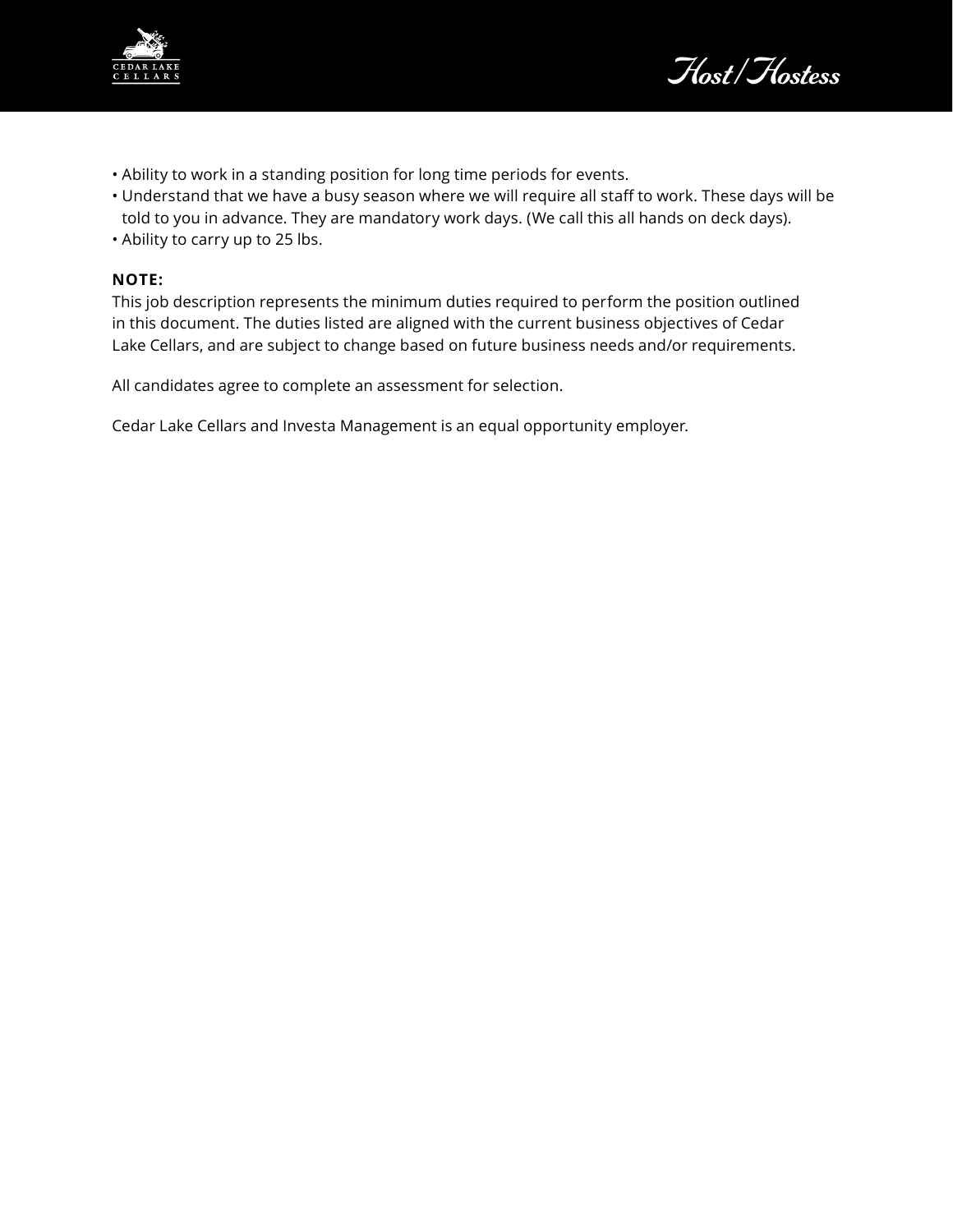- Ability to work in a standing position for long time periods for events.
- Understand that we have a busy season where we will require all staff to work. These days will be told to you in advance. They are mandatory work days. (We call this all hands on deck days).
- Ability to carry up to 25 lbs.

**NOTE:**

This job description represents the minimum duties required to perform the position outlined in this document. The duties listed are aligned with the current business objectives of Cedar Lake Cellars, and are subject to change based on future business needs and/or requirements.

All candidates agree to complete an assessment for selection.

Cedar Lake Cellars and Investa Management is an equal opportunity employer.